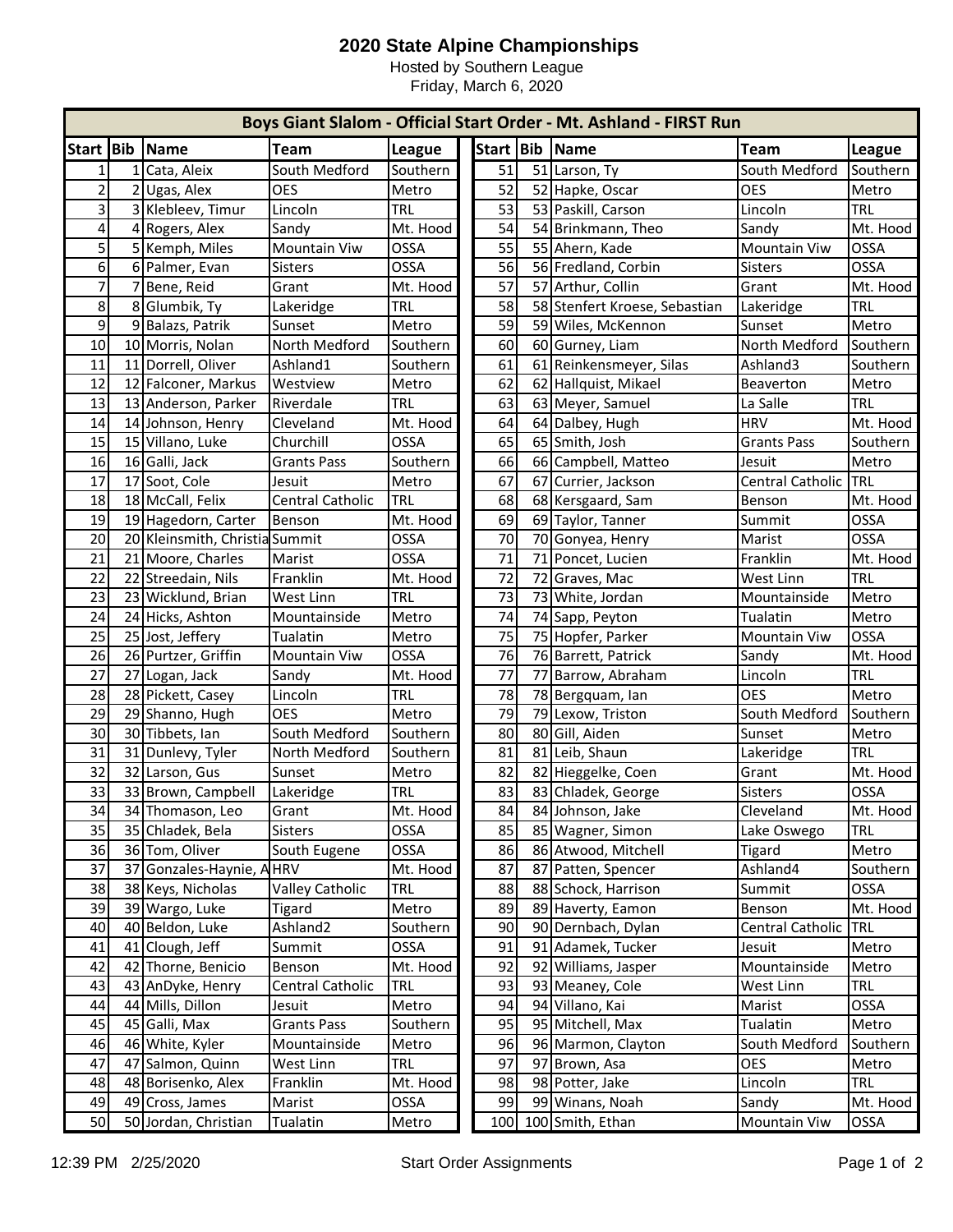# 2020 State Alpine Championships

Hosted by Southern League

Friday, March 6, 2020

## Boys Giant Slalom - Official Start Order - Mt. Ashland - FIRST Run

| Start | Bib | Name | Team | League | Start | Bib | Name | Team | League |
|---|---|---|---|---|---|---|---|---|---|
| 1 | 1 | Cata, Aleix | South Medford | Southern | 51 | 51 | Larson, Ty | South Medford | Southern |
| 2 | 2 | Ugas, Alex | OES | Metro | 52 | 52 | Hapke, Oscar | OES | Metro |
| 3 | 3 | Klebleev, Timur | Lincoln | TRL | 53 | 53 | Paskill, Carson | Lincoln | TRL |
| 4 | 4 | Rogers, Alex | Sandy | Mt. Hood | 54 | 54 | Brinkmann, Theo | Sandy | Mt. Hood |
| 5 | 5 | Kemph, Miles | Mountain Viw | OSSA | 55 | 55 | Ahern, Kade | Mountain Viw | OSSA |
| 6 | 6 | Palmer, Evan | Sisters | OSSA | 56 | 56 | Fredland, Corbin | Sisters | OSSA |
| 7 | 7 | Bene, Reid | Grant | Mt. Hood | 57 | 57 | Arthur, Collin | Grant | Mt. Hood |
| 8 | 8 | Glumbik, Ty | Lakeridge | TRL | 58 | 58 | Stenfert Kroese, Sebastian | Lakeridge | TRL |
| 9 | 9 | Balazs, Patrik | Sunset | Metro | 59 | 59 | Wiles, McKennon | Sunset | Metro |
| 10 | 10 | Morris, Nolan | North Medford | Southern | 60 | 60 | Gurney, Liam | North Medford | Southern |
| 11 | 11 | Dorrell, Oliver | Ashland1 | Southern | 61 | 61 | Reinkensmeyer, Silas | Ashland3 | Southern |
| 12 | 12 | Falconer, Markus | Westview | Metro | 62 | 62 | Hallquist, Mikael | Beaverton | Metro |
| 13 | 13 | Anderson, Parker | Riverdale | TRL | 63 | 63 | Meyer, Samuel | La Salle | TRL |
| 14 | 14 | Johnson, Henry | Cleveland | Mt. Hood | 64 | 64 | Dalbey, Hugh | HRV | Mt. Hood |
| 15 | 15 | Villano, Luke | Churchill | OSSA | 65 | 65 | Smith, Josh | Grants Pass | Southern |
| 16 | 16 | Galli, Jack | Grants Pass | Southern | 66 | 66 | Campbell, Matteo | Jesuit | Metro |
| 17 | 17 | Soot, Cole | Jesuit | Metro | 67 | 67 | Currier, Jackson | Central Catholic | TRL |
| 18 | 18 | McCall, Felix | Central Catholic | TRL | 68 | 68 | Kersgaard, Sam | Benson | Mt. Hood |
| 19 | 19 | Hagedorn, Carter | Benson | Mt. Hood | 69 | 69 | Taylor, Tanner | Summit | OSSA |
| 20 | 20 | Kleinsmith, Christia | Summit | OSSA | 70 | 70 | Gonyea, Henry | Marist | OSSA |
| 21 | 21 | Moore, Charles | Marist | OSSA | 71 | 71 | Poncet, Lucien | Franklin | Mt. Hood |
| 22 | 22 | Streedain, Nils | Franklin | Mt. Hood | 72 | 72 | Graves, Mac | West Linn | TRL |
| 23 | 23 | Wicklund, Brian | West Linn | TRL | 73 | 73 | White, Jordan | Mountainside | Metro |
| 24 | 24 | Hicks, Ashton | Mountainside | Metro | 74 | 74 | Sapp, Peyton | Tualatin | Metro |
| 25 | 25 | Jost, Jeffery | Tualatin | Metro | 75 | 75 | Hopfer, Parker | Mountain Viw | OSSA |
| 26 | 26 | Purtzer, Griffin | Mountain Viw | OSSA | 76 | 76 | Barrett, Patrick | Sandy | Mt. Hood |
| 27 | 27 | Logan, Jack | Sandy | Mt. Hood | 77 | 77 | Barrow, Abraham | Lincoln | TRL |
| 28 | 28 | Pickett, Casey | Lincoln | TRL | 78 | 78 | Bergquam, Ian | OES | Metro |
| 29 | 29 | Shanno, Hugh | OES | Metro | 79 | 79 | Lexow, Triston | South Medford | Southern |
| 30 | 30 | Tibbets, Ian | South Medford | Southern | 80 | 80 | Gill, Aiden | Sunset | Metro |
| 31 | 31 | Dunlevy, Tyler | North Medford | Southern | 81 | 81 | Leib, Shaun | Lakeridge | TRL |
| 32 | 32 | Larson, Gus | Sunset | Metro | 82 | 82 | Hieggelke, Coen | Grant | Mt. Hood |
| 33 | 33 | Brown, Campbell | Lakeridge | TRL | 83 | 83 | Chladek, George | Sisters | OSSA |
| 34 | 34 | Thomason, Leo | Grant | Mt. Hood | 84 | 84 | Johnson, Jake | Cleveland | Mt. Hood |
| 35 | 35 | Chladek, Bela | Sisters | OSSA | 85 | 85 | Wagner, Simon | Lake Oswego | TRL |
| 36 | 36 | Tom, Oliver | South Eugene | OSSA | 86 | 86 | Atwood, Mitchell | Tigard | Metro |
| 37 | 37 | Gonzales-Haynie, A | HRV | Mt. Hood | 87 | 87 | Patten, Spencer | Ashland4 | Southern |
| 38 | 38 | Keys, Nicholas | Valley Catholic | TRL | 88 | 88 | Schock, Harrison | Summit | OSSA |
| 39 | 39 | Wargo, Luke | Tigard | Metro | 89 | 89 | Haverty, Eamon | Benson | Mt. Hood |
| 40 | 40 | Beldon, Luke | Ashland2 | Southern | 90 | 90 | Dernbach, Dylan | Central Catholic | TRL |
| 41 | 41 | Clough, Jeff | Summit | OSSA | 91 | 91 | Adamek, Tucker | Jesuit | Metro |
| 42 | 42 | Thorne, Benicio | Benson | Mt. Hood | 92 | 92 | Williams, Jasper | Mountainside | Metro |
| 43 | 43 | AnDyke, Henry | Central Catholic | TRL | 93 | 93 | Meaney, Cole | West Linn | TRL |
| 44 | 44 | Mills, Dillon | Jesuit | Metro | 94 | 94 | Villano, Kai | Marist | OSSA |
| 45 | 45 | Galli, Max | Grants Pass | Southern | 95 | 95 | Mitchell, Max | Tualatin | Metro |
| 46 | 46 | White, Kyler | Mountainside | Metro | 96 | 96 | Marmon, Clayton | South Medford | Southern |
| 47 | 47 | Salmon, Quinn | West Linn | TRL | 97 | 97 | Brown, Asa | OES | Metro |
| 48 | 48 | Borisenko, Alex | Franklin | Mt. Hood | 98 | 98 | Potter, Jake | Lincoln | TRL |
| 49 | 49 | Cross, James | Marist | OSSA | 99 | 99 | Winans, Noah | Sandy | Mt. Hood |
| 50 | 50 | Jordan, Christian | Tualatin | Metro | 100 | 100 | Smith, Ethan | Mountain Viw | OSSA |

12:39 PM 2/25/2020 Start Order Assignments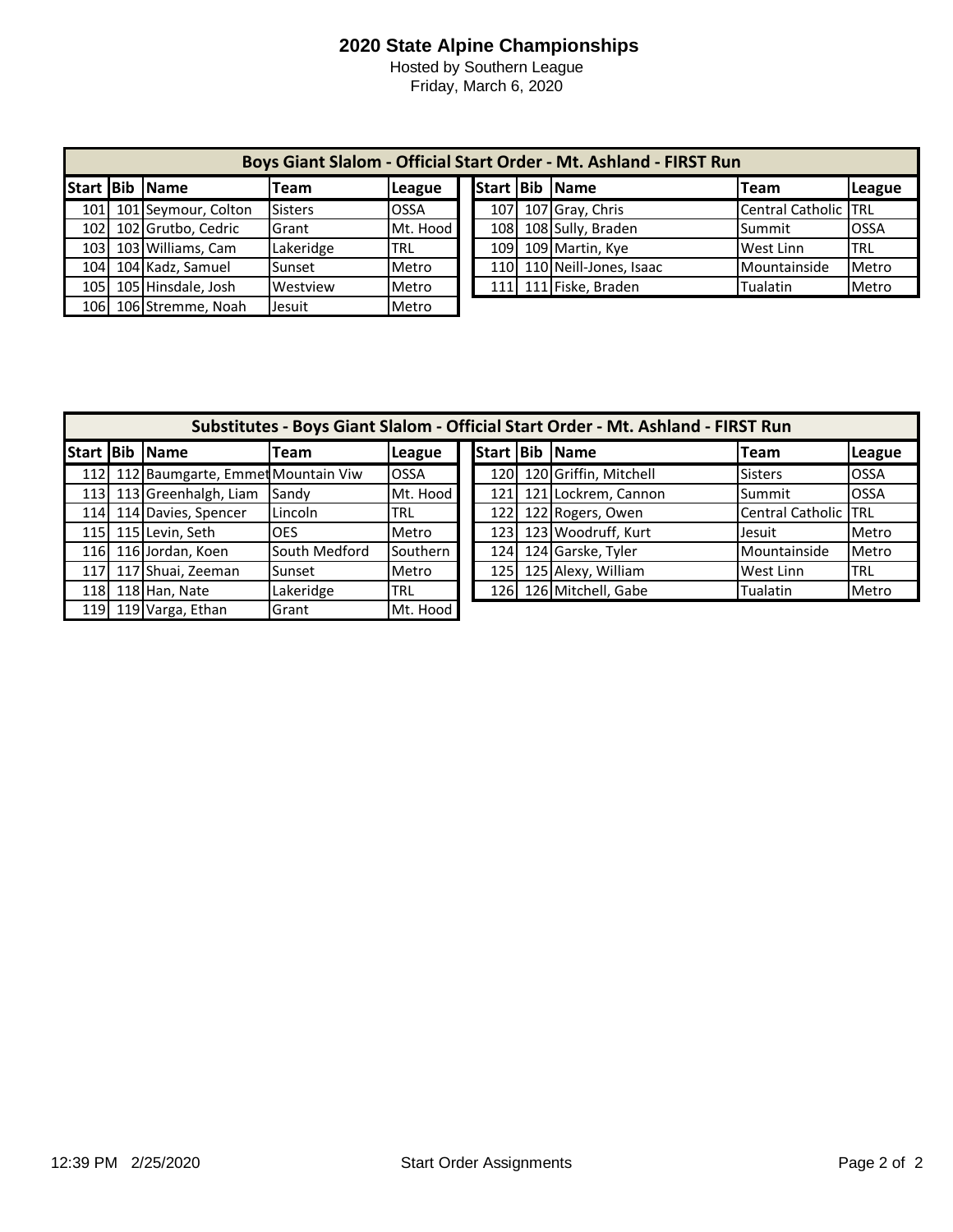# 2020 State Alpine Championships

Hosted by Southern League
Friday, March 6, 2020

## Boys Giant Slalom - Official Start Order - Mt. Ashland - FIRST Run

| Start | Bib | Name | Team | League |
|---|---|---|---|---|
| 101 | 101 | Seymour, Colton | Sisters | OSSA |
| 102 | 102 | Grutbo, Cedric | Grant | Mt. Hood |
| 103 | 103 | Williams, Cam | Lakeridge | TRL |
| 104 | 104 | Kadz, Samuel | Sunset | Metro |
| 105 | 105 | Hinsdale, Josh | Westview | Metro |
| 106 | 106 | Stremme, Noah | Jesuit | Metro |
| 107 | 107 | Gray, Chris | Central Catholic | TRL |
| 108 | 108 | Sully, Braden | Summit | OSSA |
| 109 | 109 | Martin, Kye | West Linn | TRL |
| 110 | 110 | Neill-Jones, Isaac | Mountainside | Metro |
| 111 | 111 | Fiske, Braden | Tualatin | Metro |

## Substitutes - Boys Giant Slalom - Official Start Order - Mt. Ashland - FIRST Run

| Start | Bib | Name | Team | League |
|---|---|---|---|---|
| 112 | 112 | Baumgarte, Emmet | Mountain Viw | OSSA |
| 113 | 113 | Greenhalgh, Liam | Sandy | Mt. Hood |
| 114 | 114 | Davies, Spencer | Lincoln | TRL |
| 115 | 115 | Levin, Seth | OES | Metro |
| 116 | 116 | Jordan, Koen | South Medford | Southern |
| 117 | 117 | Shuai, Zeeman | Sunset | Metro |
| 118 | 118 | Han, Nate | Lakeridge | TRL |
| 119 | 119 | Varga, Ethan | Grant | Mt. Hood |
| 120 | 120 | Griffin, Mitchell | Sisters | OSSA |
| 121 | 121 | Lockrem, Cannon | Summit | OSSA |
| 122 | 122 | Rogers, Owen | Central Catholic | TRL |
| 123 | 123 | Woodruff, Kurt | Jesuit | Metro |
| 124 | 124 | Garske, Tyler | Mountainside | Metro |
| 125 | 125 | Alexy, William | West Linn | TRL |
| 126 | 126 | Mitchell, Gabe | Tualatin | Metro |

12:39 PM 2/25/2020 Start Order Assignments